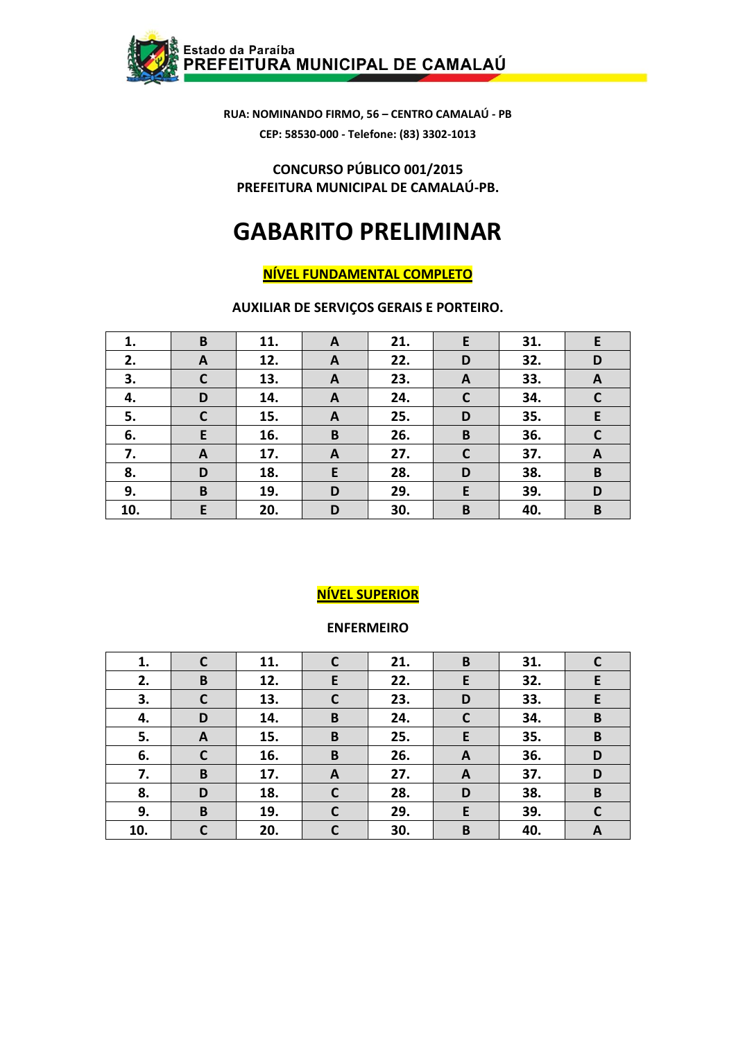Estado da Paraíba
PREFEITURA MUNICIPAL DE CAMALAÚ

RUA: NOMINANDO FIRMO, 56 – CENTRO CAMALAÚ - PB

CEP: 58530-000 - Telefone: (83) 3302-1013

**CONCURSO PÚBLICO 001/2015**
**PREFEITURA MUNICIPAL DE CAMALAÚ-PB.**

# GABARITO PRELIMINAR

## NÍVEL FUNDAMENTAL COMPLETO

### AUXILIAR DE SERVIÇOS GERAIS E PORTEIRO.

| 1. | B | 11. | A | 21. | E | 31. | E |
|---|---|---|---|---|---|---|---|
| 2. | A | 12. | A | 22. | D | 32. | D |
| 3. | C | 13. | A | 23. | A | 33. | A |
| 4. | D | 14. | A | 24. | C | 34. | C |
| 5. | C | 15. | A | 25. | D | 35. | E |
| 6. | E | 16. | B | 26. | B | 36. | C |
| 7. | A | 17. | A | 27. | C | 37. | A |
| 8. | D | 18. | E | 28. | D | 38. | B |
| 9. | B | 19. | D | 29. | E | 39. | D |
| 10. | E | 20. | D | 30. | B | 40. | B |

## NÍVEL SUPERIOR

### ENFERMEIRO

| 1. | C | 11. | C | 21. | B | 31. | C |
|---|---|---|---|---|---|---|---|
| 2. | B | 12. | E | 22. | E | 32. | E |
| 3. | C | 13. | C | 23. | D | 33. | E |
| 4. | D | 14. | B | 24. | C | 34. | B |
| 5. | A | 15. | B | 25. | E | 35. | B |
| 6. | C | 16. | B | 26. | A | 36. | D |
| 7. | B | 17. | A | 27. | A | 37. | D |
| 8. | D | 18. | C | 28. | D | 38. | B |
| 9. | B | 19. | C | 29. | E | 39. | C |
| 10. | C | 20. | C | 30. | B | 40. | A |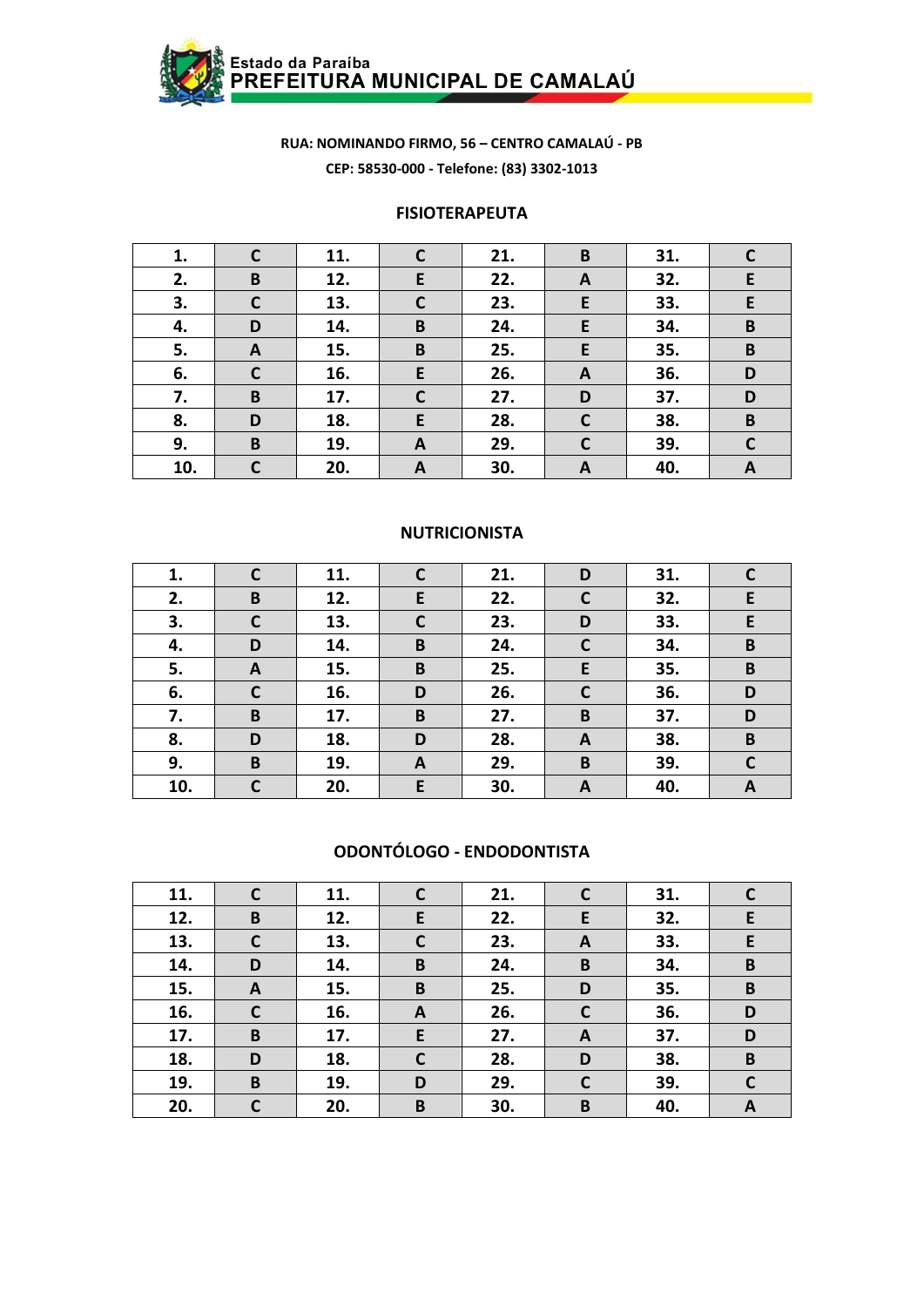Estado da Paraíba
PREFEITURA MUNICIPAL DE CAMALAÚ

RUA: NOMINANDO FIRMO, 56 – CENTRO CAMALAÚ - PB

CEP: 58530-000 - Telefone: (83) 3302-1013

## FISIOTERAPEUTA

| | | | | | | | |
|---|---|---|---|---|---|---|---|
| 1. | C | 11. | C | 21. | B | 31. | C |
| 2. | B | 12. | E | 22. | A | 32. | E |
| 3. | C | 13. | C | 23. | E | 33. | E |
| 4. | D | 14. | B | 24. | E | 34. | B |
| 5. | A | 15. | B | 25. | E | 35. | B |
| 6. | C | 16. | E | 26. | A | 36. | D |
| 7. | B | 17. | C | 27. | D | 37. | D |
| 8. | D | 18. | E | 28. | C | 38. | B |
| 9. | B | 19. | A | 29. | C | 39. | C |
| 10. | C | 20. | A | 30. | A | 40. | A |

## NUTRICIONISTA

| | | | | | | | |
|---|---|---|---|---|---|---|---|
| 1. | C | 11. | C | 21. | D | 31. | C |
| 2. | B | 12. | E | 22. | C | 32. | E |
| 3. | C | 13. | C | 23. | D | 33. | E |
| 4. | D | 14. | B | 24. | C | 34. | B |
| 5. | A | 15. | B | 25. | E | 35. | B |
| 6. | C | 16. | D | 26. | C | 36. | D |
| 7. | B | 17. | B | 27. | B | 37. | D |
| 8. | D | 18. | D | 28. | A | 38. | B |
| 9. | B | 19. | A | 29. | B | 39. | C |
| 10. | C | 20. | E | 30. | A | 40. | A |

## ODONTÓLOGO - ENDODONTISTA

| | | | | | | | |
|---|---|---|---|---|---|---|---|
| 11. | C | 11. | C | 21. | C | 31. | C |
| 12. | B | 12. | E | 22. | E | 32. | E |
| 13. | C | 13. | C | 23. | A | 33. | E |
| 14. | D | 14. | B | 24. | B | 34. | B |
| 15. | A | 15. | B | 25. | D | 35. | B |
| 16. | C | 16. | A | 26. | C | 36. | D |
| 17. | B | 17. | E | 27. | A | 37. | D |
| 18. | D | 18. | C | 28. | D | 38. | B |
| 19. | B | 19. | D | 29. | C | 39. | C |
| 20. | C | 20. | B | 30. | B | 40. | A |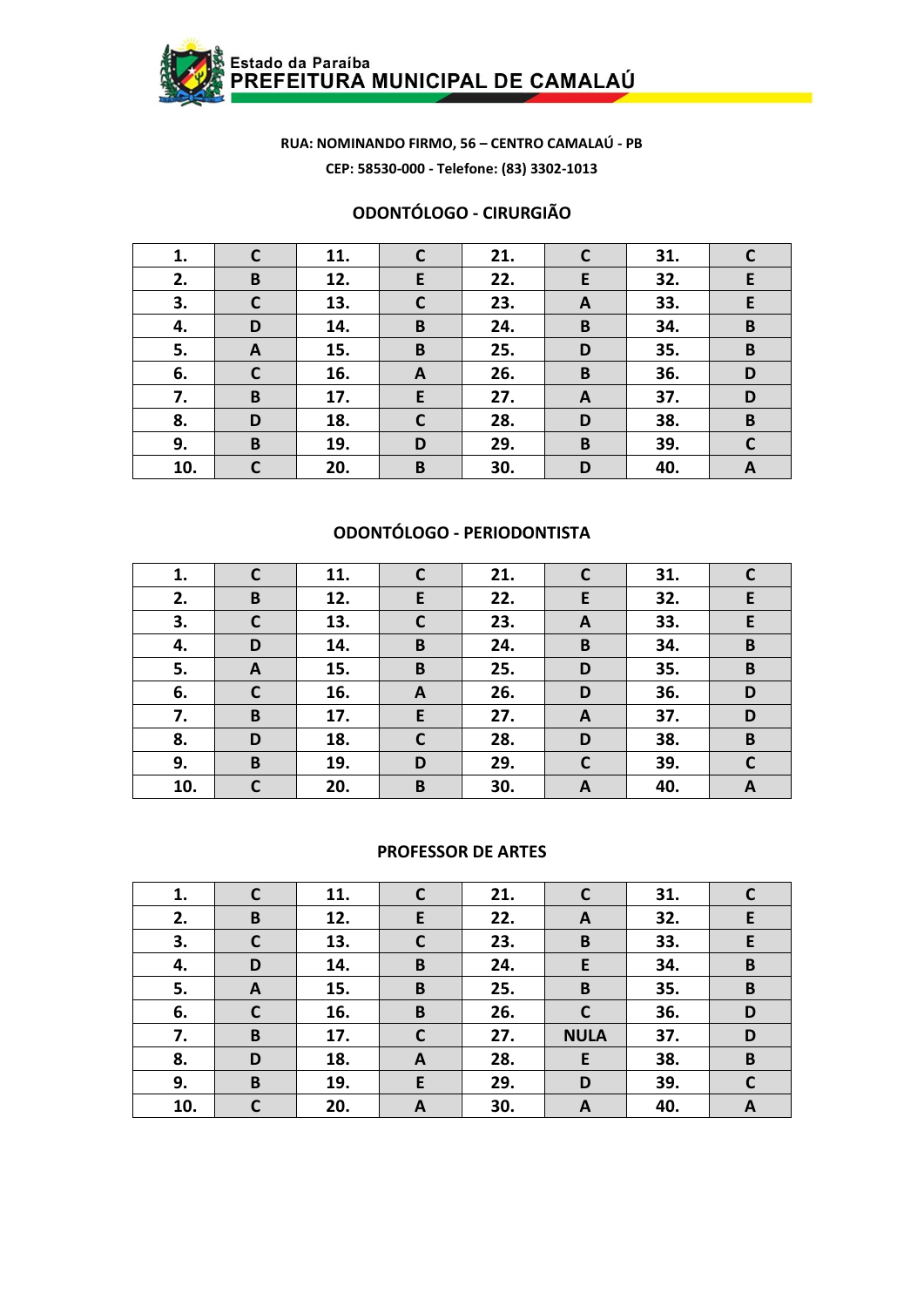Estado da Paraíba
PREFEITURA MUNICIPAL DE CAMALAÚ

**RUA: NOMINANDO FIRMO, 56 – CENTRO CAMALAÚ - PB**

**CEP: 58530-000 - Telefone: (83) 3302-1013**

## ODONTÓLOGO - CIRURGIÃO

| | | | | | | | |
|---|---|---|---|---|---|---|---|
| 1. | C | 11. | C | 21. | C | 31. | C |
| 2. | B | 12. | E | 22. | E | 32. | E |
| 3. | C | 13. | C | 23. | A | 33. | E |
| 4. | D | 14. | B | 24. | B | 34. | B |
| 5. | A | 15. | B | 25. | D | 35. | B |
| 6. | C | 16. | A | 26. | B | 36. | D |
| 7. | B | 17. | E | 27. | A | 37. | D |
| 8. | D | 18. | C | 28. | D | 38. | B |
| 9. | B | 19. | D | 29. | B | 39. | C |
| 10. | C | 20. | B | 30. | D | 40. | A |

## ODONTÓLOGO - PERIODONTISTA

| | | | | | | | |
|---|---|---|---|---|---|---|---|
| 1. | C | 11. | C | 21. | C | 31. | C |
| 2. | B | 12. | E | 22. | E | 32. | E |
| 3. | C | 13. | C | 23. | A | 33. | E |
| 4. | D | 14. | B | 24. | B | 34. | B |
| 5. | A | 15. | B | 25. | D | 35. | B |
| 6. | C | 16. | A | 26. | D | 36. | D |
| 7. | B | 17. | E | 27. | A | 37. | D |
| 8. | D | 18. | C | 28. | D | 38. | B |
| 9. | B | 19. | D | 29. | C | 39. | C |
| 10. | C | 20. | B | 30. | A | 40. | A |

## PROFESSOR DE ARTES

| | | | | | | | |
|---|---|---|---|---|---|---|---|
| 1. | C | 11. | C | 21. | C | 31. | C |
| 2. | B | 12. | E | 22. | A | 32. | E |
| 3. | C | 13. | C | 23. | B | 33. | E |
| 4. | D | 14. | B | 24. | E | 34. | B |
| 5. | A | 15. | B | 25. | B | 35. | B |
| 6. | C | 16. | B | 26. | C | 36. | D |
| 7. | B | 17. | C | 27. | NULA | 37. | D |
| 8. | D | 18. | A | 28. | E | 38. | B |
| 9. | B | 19. | E | 29. | D | 39. | C |
| 10. | C | 20. | A | 30. | A | 40. | A |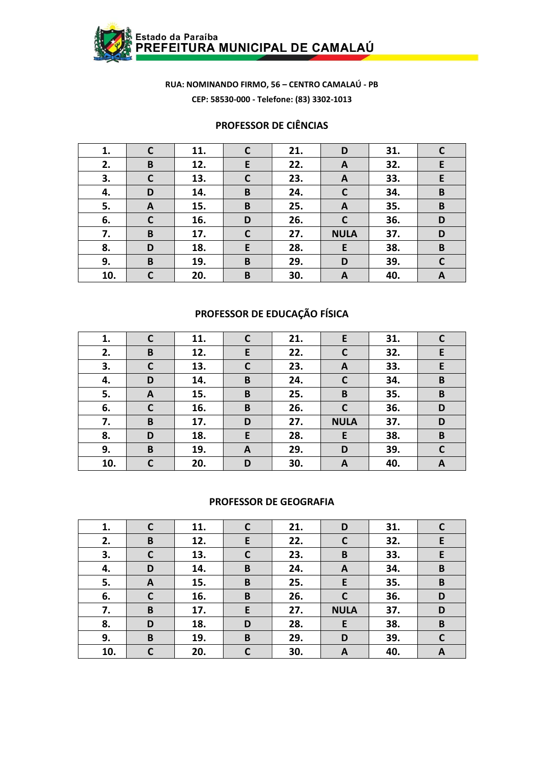Estado da Paraíba
PREFEITURA MUNICIPAL DE CAMALAÚ

**RUA: NOMINANDO FIRMO, 56 – CENTRO CAMALAÚ - PB**

**CEP: 58530-000 - Telefone: (83) 3302-1013**

## PROFESSOR DE CIÊNCIAS

| | | | | | | | |
|---|---|---|---|---|---|---|---|
| 1. | C | 11. | C | 21. | D | 31. | C |
| 2. | B | 12. | E | 22. | A | 32. | E |
| 3. | C | 13. | C | 23. | A | 33. | E |
| 4. | D | 14. | B | 24. | C | 34. | B |
| 5. | A | 15. | B | 25. | A | 35. | B |
| 6. | C | 16. | D | 26. | C | 36. | D |
| 7. | B | 17. | C | 27. | NULA | 37. | D |
| 8. | D | 18. | E | 28. | E | 38. | B |
| 9. | B | 19. | B | 29. | D | 39. | C |
| 10. | C | 20. | B | 30. | A | 40. | A |

## PROFESSOR DE EDUCAÇÃO FÍSICA

| | | | | | | | |
|---|---|---|---|---|---|---|---|
| 1. | C | 11. | C | 21. | E | 31. | C |
| 2. | B | 12. | E | 22. | C | 32. | E |
| 3. | C | 13. | C | 23. | A | 33. | E |
| 4. | D | 14. | B | 24. | C | 34. | B |
| 5. | A | 15. | B | 25. | B | 35. | B |
| 6. | C | 16. | B | 26. | C | 36. | D |
| 7. | B | 17. | D | 27. | NULA | 37. | D |
| 8. | D | 18. | E | 28. | E | 38. | B |
| 9. | B | 19. | A | 29. | D | 39. | C |
| 10. | C | 20. | D | 30. | A | 40. | A |

## PROFESSOR DE GEOGRAFIA

| | | | | | | | |
|---|---|---|---|---|---|---|---|
| 1. | C | 11. | C | 21. | D | 31. | C |
| 2. | B | 12. | E | 22. | C | 32. | E |
| 3. | C | 13. | C | 23. | B | 33. | E |
| 4. | D | 14. | B | 24. | A | 34. | B |
| 5. | A | 15. | B | 25. | E | 35. | B |
| 6. | C | 16. | B | 26. | C | 36. | D |
| 7. | B | 17. | E | 27. | NULA | 37. | D |
| 8. | D | 18. | D | 28. | E | 38. | B |
| 9. | B | 19. | B | 29. | D | 39. | C |
| 10. | C | 20. | C | 30. | A | 40. | A |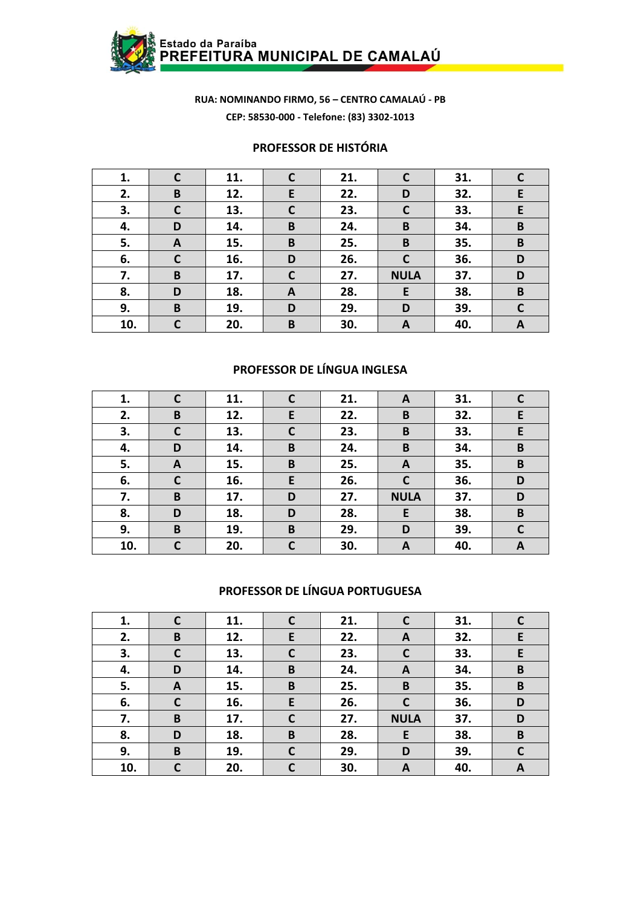Estado da Paraíba
PREFEITURA MUNICIPAL DE CAMALAÚ

**RUA: NOMINANDO FIRMO, 56 – CENTRO CAMALAÚ - PB**

**CEP: 58530-000 - Telefone: (83) 3302-1013**

## PROFESSOR DE HISTÓRIA

| | | | | | | | |
|---|---|---|---|---|---|---|---|
| 1. | C | 11. | C | 21. | C | 31. | C |
| 2. | B | 12. | E | 22. | D | 32. | E |
| 3. | C | 13. | C | 23. | C | 33. | E |
| 4. | D | 14. | B | 24. | B | 34. | B |
| 5. | A | 15. | B | 25. | B | 35. | B |
| 6. | C | 16. | D | 26. | C | 36. | D |
| 7. | B | 17. | C | 27. | NULA | 37. | D |
| 8. | D | 18. | A | 28. | E | 38. | B |
| 9. | B | 19. | D | 29. | D | 39. | C |
| 10. | C | 20. | B | 30. | A | 40. | A |

## PROFESSOR DE LÍNGUA INGLESA

| | | | | | | | |
|---|---|---|---|---|---|---|---|
| 1. | C | 11. | C | 21. | A | 31. | C |
| 2. | B | 12. | E | 22. | B | 32. | E |
| 3. | C | 13. | C | 23. | B | 33. | E |
| 4. | D | 14. | B | 24. | B | 34. | B |
| 5. | A | 15. | B | 25. | A | 35. | B |
| 6. | C | 16. | E | 26. | C | 36. | D |
| 7. | B | 17. | D | 27. | NULA | 37. | D |
| 8. | D | 18. | D | 28. | E | 38. | B |
| 9. | B | 19. | B | 29. | D | 39. | C |
| 10. | C | 20. | C | 30. | A | 40. | A |

## PROFESSOR DE LÍNGUA PORTUGUESA

| | | | | | | | |
|---|---|---|---|---|---|---|---|
| 1. | C | 11. | C | 21. | C | 31. | C |
| 2. | B | 12. | E | 22. | A | 32. | E |
| 3. | C | 13. | C | 23. | C | 33. | E |
| 4. | D | 14. | B | 24. | A | 34. | B |
| 5. | A | 15. | B | 25. | B | 35. | B |
| 6. | C | 16. | E | 26. | C | 36. | D |
| 7. | B | 17. | C | 27. | NULA | 37. | D |
| 8. | D | 18. | B | 28. | E | 38. | B |
| 9. | B | 19. | C | 29. | D | 39. | C |
| 10. | C | 20. | C | 30. | A | 40. | A |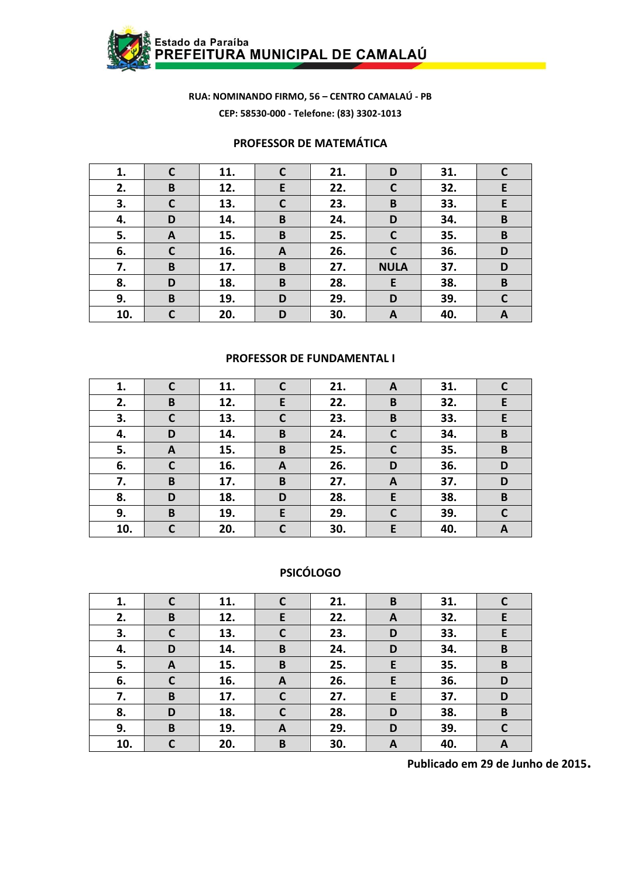Estado da Paraíba
**PREFEITURA MUNICIPAL DE CAMALAÚ**

**RUA: NOMINANDO FIRMO, 56 – CENTRO CAMALAÚ - PB**

**CEP: 58530-000 - Telefone: (83) 3302-1013**

## PROFESSOR DE MATEMÁTICA

| | | | | | | | |
|---|---|---|---|---|---|---|---|
| 1. | C | 11. | C | 21. | D | 31. | C |
| 2. | B | 12. | E | 22. | C | 32. | E |
| 3. | C | 13. | C | 23. | B | 33. | E |
| 4. | D | 14. | B | 24. | D | 34. | B |
| 5. | A | 15. | B | 25. | C | 35. | B |
| 6. | C | 16. | A | 26. | C | 36. | D |
| 7. | B | 17. | B | 27. | NULA | 37. | D |
| 8. | D | 18. | B | 28. | E | 38. | B |
| 9. | B | 19. | D | 29. | D | 39. | C |
| 10. | C | 20. | D | 30. | A | 40. | A |

## PROFESSOR DE FUNDAMENTAL I

| | | | | | | | |
|---|---|---|---|---|---|---|---|
| 1. | C | 11. | C | 21. | A | 31. | C |
| 2. | B | 12. | E | 22. | B | 32. | E |
| 3. | C | 13. | C | 23. | B | 33. | E |
| 4. | D | 14. | B | 24. | C | 34. | B |
| 5. | A | 15. | B | 25. | C | 35. | B |
| 6. | C | 16. | A | 26. | D | 36. | D |
| 7. | B | 17. | B | 27. | A | 37. | D |
| 8. | D | 18. | D | 28. | E | 38. | B |
| 9. | B | 19. | E | 29. | C | 39. | C |
| 10. | C | 20. | C | 30. | E | 40. | A |

## PSICÓLOGO

| | | | | | | | |
|---|---|---|---|---|---|---|---|
| 1. | C | 11. | C | 21. | B | 31. | C |
| 2. | B | 12. | E | 22. | A | 32. | E |
| 3. | C | 13. | C | 23. | D | 33. | E |
| 4. | D | 14. | B | 24. | D | 34. | B |
| 5. | A | 15. | B | 25. | E | 35. | B |
| 6. | C | 16. | A | 26. | E | 36. | D |
| 7. | B | 17. | C | 27. | E | 37. | D |
| 8. | D | 18. | C | 28. | D | 38. | B |
| 9. | B | 19. | A | 29. | D | 39. | C |
| 10. | C | 20. | B | 30. | A | 40. | A |

**Publicado em 29 de Junho de 2015.**